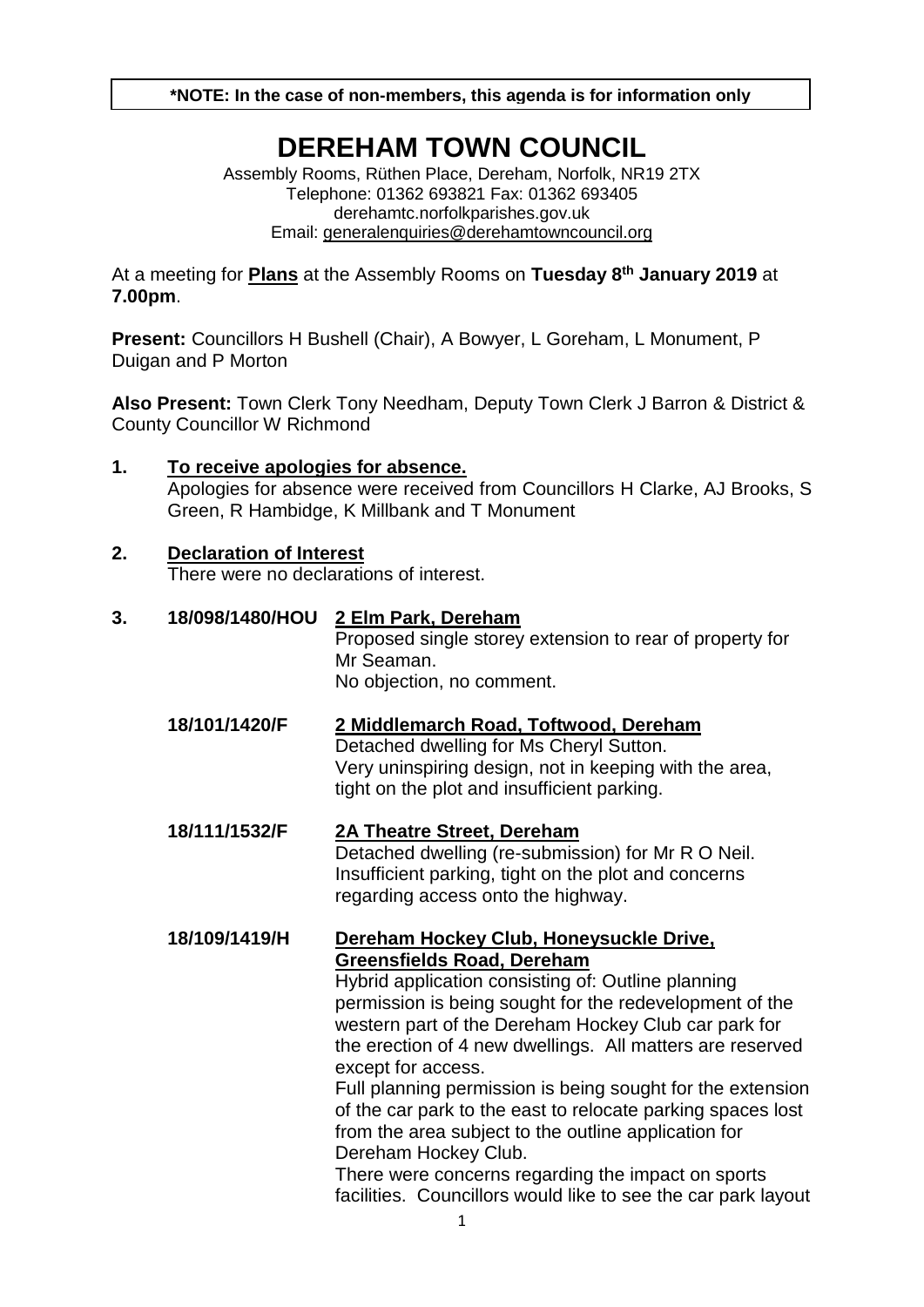**\*NOTE: In the case of non-members, this agenda is for information only**

# DEREHAM TOWN COUNCIL

Assembly Rooms, Rüthen Place, Dereham, Norfolk, NR19 2TX
Telephone: 01362 693821 Fax: 01362 693405
derehamtc.norfolkparishes.gov.uk
Email: generalenquiries@derehamtowncouncil.org

At a meeting for **Plans** at the Assembly Rooms on **Tuesday 8th January 2019** at **7.00pm**.

**Present:** Councillors H Bushell (Chair), A Bowyer, L Goreham, L Monument, P Duigan and P Morton

**Also Present:** Town Clerk Tony Needham, Deputy Town Clerk J Barron & District & County Councillor W Richmond

**1. To receive apologies for absence.**

Apologies for absence were received from Councillors H Clarke, AJ Brooks, S Green, R Hambidge, K Millbank and T Monument

**2. Declaration of Interest**

There were no declarations of interest.

**3.**

**18/098/1480/HOU** **2 Elm Park, Dereham**
Proposed single storey extension to rear of property for Mr Seaman.
No objection, no comment.

**18/101/1420/F** **2 Middlemarch Road, Toftwood, Dereham**
Detached dwelling for Ms Cheryl Sutton.
Very uninspiring design, not in keeping with the area, tight on the plot and insufficient parking.

**18/111/1532/F** **2A Theatre Street, Dereham**
Detached dwelling (re-submission) for Mr R O Neil.
Insufficient parking, tight on the plot and concerns regarding access onto the highway.

**18/109/1419/H** **Dereham Hockey Club, Honeysuckle Drive, Greensfields Road, Dereham**
Hybrid application consisting of: Outline planning permission is being sought for the redevelopment of the western part of the Dereham Hockey Club car park for the erection of 4 new dwellings. All matters are reserved except for access.
Full planning permission is being sought for the extension of the car park to the east to relocate parking spaces lost from the area subject to the outline application for Dereham Hockey Club.
There were concerns regarding the impact on sports facilities. Councillors would like to see the car park layout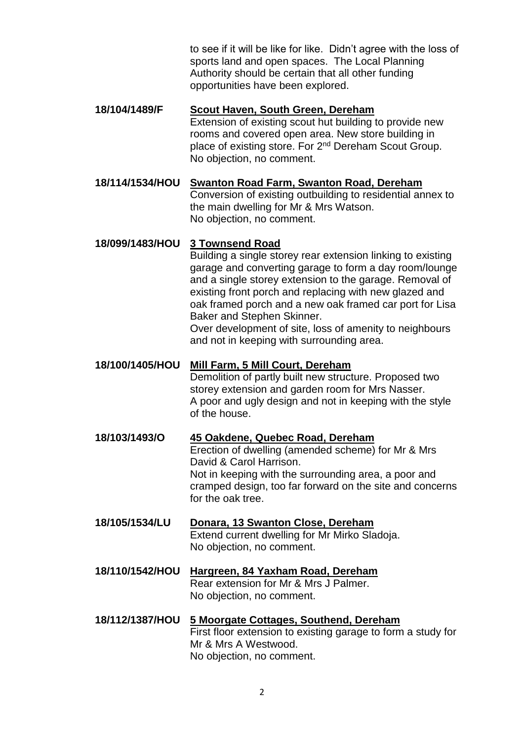to see if it will be like for like. Didn't agree with the loss of sports land and open spaces. The Local Planning Authority should be certain that all other funding opportunities have been explored.

**18/104/1489/F** **Scout Haven, South Green, Dereham**
Extension of existing scout hut building to provide new rooms and covered open area. New store building in place of existing store. For 2nd Dereham Scout Group.
No objection, no comment.

**18/114/1534/HOU** **Swanton Road Farm, Swanton Road, Dereham**
Conversion of existing outbuilding to residential annex to the main dwelling for Mr & Mrs Watson.
No objection, no comment.

**18/099/1483/HOU** **3 Townsend Road**
Building a single storey rear extension linking to existing garage and converting garage to form a day room/lounge and a single storey extension to the garage. Removal of existing front porch and replacing with new glazed and oak framed porch and a new oak framed car port for Lisa Baker and Stephen Skinner.
Over development of site, loss of amenity to neighbours and not in keeping with surrounding area.

**18/100/1405/HOU** **Mill Farm, 5 Mill Court, Dereham**
Demolition of partly built new structure. Proposed two storey extension and garden room for Mrs Nasser.
A poor and ugly design and not in keeping with the style of the house.

**18/103/1493/O** **45 Oakdene, Quebec Road, Dereham**
Erection of dwelling (amended scheme) for Mr & Mrs David & Carol Harrison.
Not in keeping with the surrounding area, a poor and cramped design, too far forward on the site and concerns for the oak tree.

**18/105/1534/LU** **Donara, 13 Swanton Close, Dereham**
Extend current dwelling for Mr Mirko Sladoja.
No objection, no comment.

**18/110/1542/HOU** **Hargreen, 84 Yaxham Road, Dereham**
Rear extension for Mr & Mrs J Palmer.
No objection, no comment.

**18/112/1387/HOU** **5 Moorgate Cottages, Southend, Dereham**
First floor extension to existing garage to form a study for Mr & Mrs A Westwood.
No objection, no comment.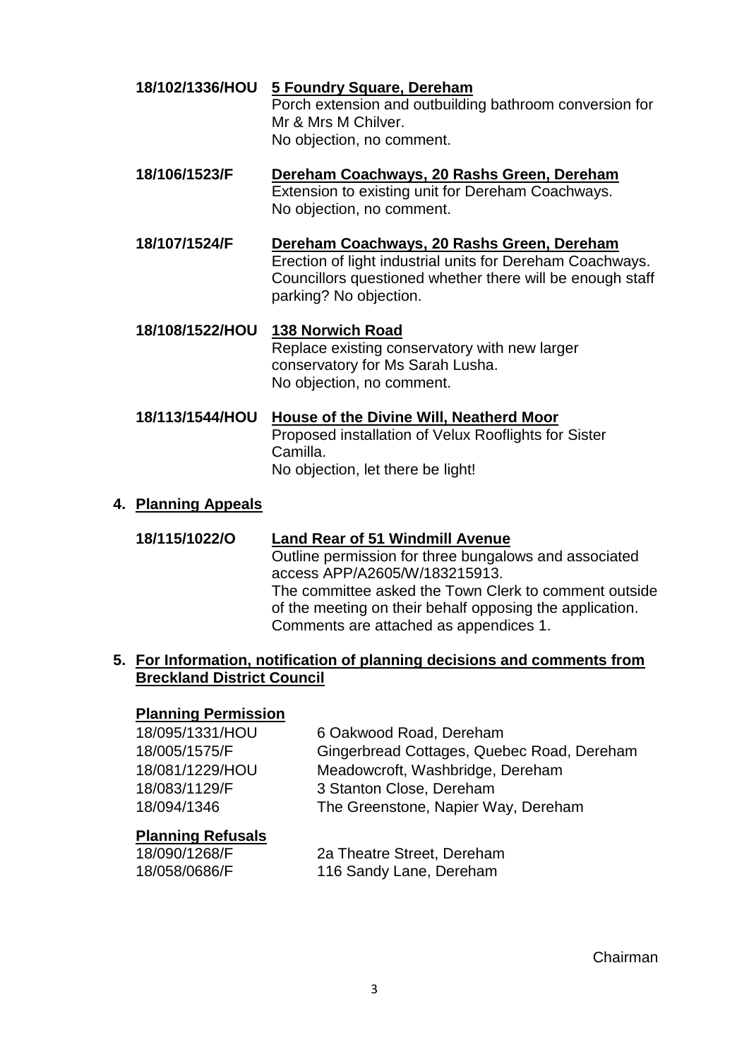**18/102/1336/HOU** **5 Foundry Square, Dereham**
Porch extension and outbuilding bathroom conversion for Mr & Mrs M Chilver.
No objection, no comment.

**18/106/1523/F** **Dereham Coachways, 20 Rashs Green, Dereham**
Extension to existing unit for Dereham Coachways.
No objection, no comment.

**18/107/1524/F** **Dereham Coachways, 20 Rashs Green, Dereham**
Erection of light industrial units for Dereham Coachways.
Councillors questioned whether there will be enough staff parking? No objection.

**18/108/1522/HOU** **138 Norwich Road**
Replace existing conservatory with new larger conservatory for Ms Sarah Lusha.
No objection, no comment.

**18/113/1544/HOU** **House of the Divine Will, Neatherd Moor**
Proposed installation of Velux Rooflights for Sister Camilla.
No objection, let there be light!

## 4. Planning Appeals

**18/115/1022/O** **Land Rear of 51 Windmill Avenue**
Outline permission for three bungalows and associated access APP/A2605/W/183215913.
The committee asked the Town Clerk to comment outside of the meeting on their behalf opposing the application. Comments are attached as appendices 1.

## 5. For Information, notification of planning decisions and comments from Breckland District Council

### Planning Permission

| | |
|---|---|
| 18/095/1331/HOU | 6 Oakwood Road, Dereham |
| 18/005/1575/F | Gingerbread Cottages, Quebec Road, Dereham |
| 18/081/1229/HOU | Meadowcroft, Washbridge, Dereham |
| 18/083/1129/F | 3 Stanton Close, Dereham |
| 18/094/1346 | The Greenstone, Napier Way, Dereham |

### Planning Refusals

| | |
|---|---|
| 18/090/1268/F | 2a Theatre Street, Dereham |
| 18/058/0686/F | 116 Sandy Lane, Dereham |

Chairman